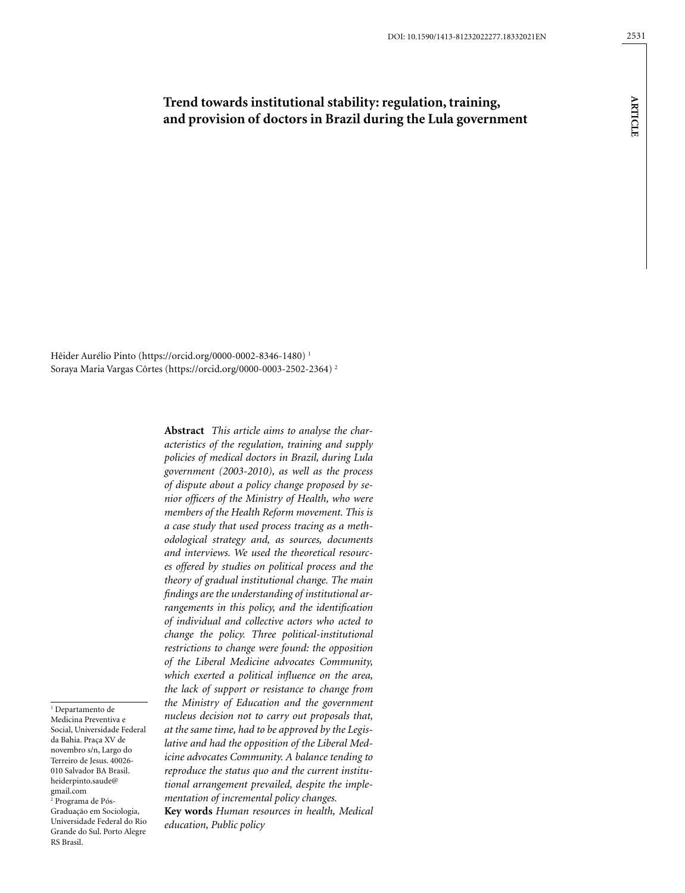# Trend towards institutional stability: regulation, training, and provision of doctors in Brazil during the Lula government

Hêider Aurélio Pinto (https://orcid.org/0000-0002-8346-1480) [1]
Soraya Maria Vargas Côrtes (https://orcid.org/0000-0003-2502-2364) [2]

**Abstract** *This article aims to analyse the characteristics of the regulation, training and supply policies of medical doctors in Brazil, during Lula government (2003-2010), as well as the process of dispute about a policy change proposed by senior officers of the Ministry of Health, who were members of the Health Reform movement. This is a case study that used process tracing as a methodological strategy and, as sources, documents and interviews. We used the theoretical resources offered by studies on political process and the theory of gradual institutional change. The main findings are the understanding of institutional arrangements in this policy, and the identification of individual and collective actors who acted to change the policy. Three political-institutional restrictions to change were found: the opposition of the Liberal Medicine advocates Community, which exerted a political influence on the area, the lack of support or resistance to change from the Ministry of Education and the government nucleus decision not to carry out proposals that, at the same time, had to be approved by the Legislative and had the opposition of the Liberal Medicine advocates Community. A balance tending to reproduce the status quo and the current institutional arrangement prevailed, despite the implementation of incremental policy changes.*

**Key words** *Human resources in health, Medical education, Public policy*

[1] Departamento de Medicina Preventiva e Social, Universidade Federal da Bahia. Praça XV de novembro s/n, Largo do Terreiro de Jesus. 40026-010 Salvador BA Brasil. heiderpinto.saude@gmail.com

[2] Programa de Pós-Graduação em Sociologia, Universidade Federal do Rio Grande do Sul. Porto Alegre RS Brasil.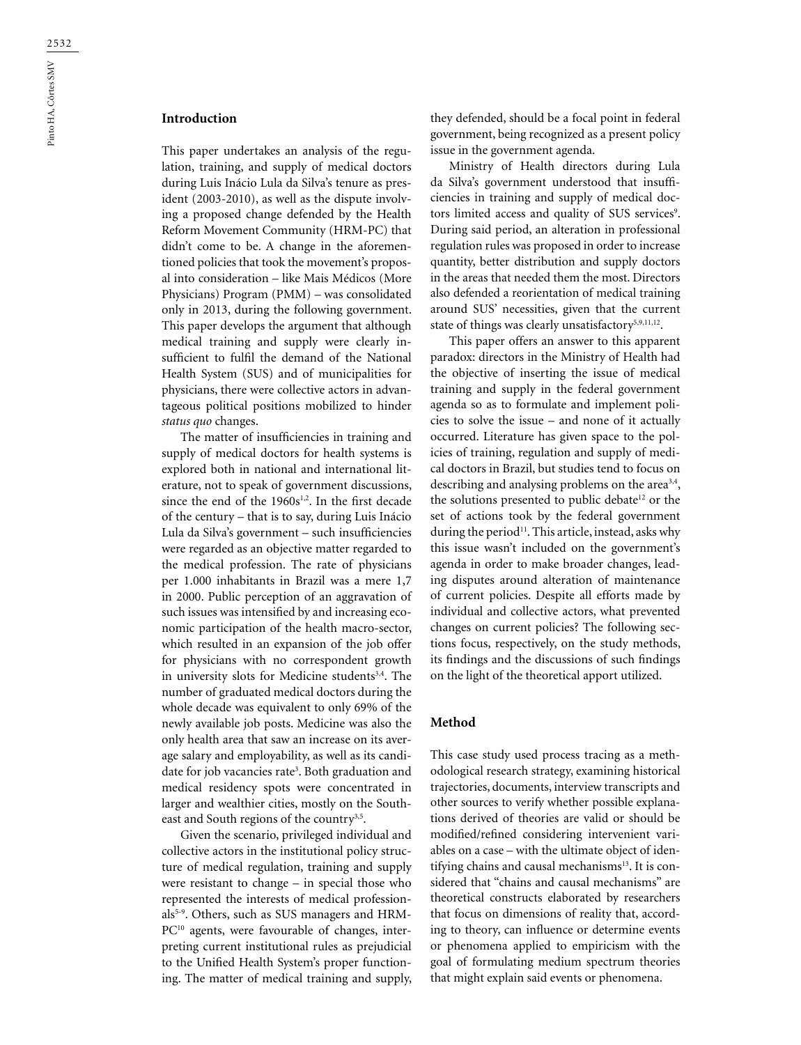## Introduction

This paper undertakes an analysis of the regulation, training, and supply of medical doctors during Luis Inácio Lula da Silva's tenure as president (2003-2010), as well as the dispute involving a proposed change defended by the Health Reform Movement Community (HRM-PC) that didn't come to be. A change in the aforementioned policies that took the movement's proposal into consideration – like Mais Médicos (More Physicians) Program (PMM) – was consolidated only in 2013, during the following government. This paper develops the argument that although medical training and supply were clearly insufficient to fulfil the demand of the National Health System (SUS) and of municipalities for physicians, there were collective actors in advantageous political positions mobilized to hinder *status quo* changes.

The matter of insufficiencies in training and supply of medical doctors for health systems is explored both in national and international literature, not to speak of government discussions, since the end of the 1960s[1,2]. In the first decade of the century – that is to say, during Luis Inácio Lula da Silva's government – such insufficiencies were regarded as an objective matter regarded to the medical profession. The rate of physicians per 1.000 inhabitants in Brazil was a mere 1,7 in 2000. Public perception of an aggravation of such issues was intensified by and increasing economic participation of the health macro-sector, which resulted in an expansion of the job offer for physicians with no correspondent growth in university slots for Medicine students[3,4]. The number of graduated medical doctors during the whole decade was equivalent to only 69% of the newly available job posts. Medicine was also the only health area that saw an increase on its average salary and employability, as well as its candidate for job vacancies rate[3]. Both graduation and medical residency spots were concentrated in larger and wealthier cities, mostly on the Southeast and South regions of the country[3,5].

Given the scenario, privileged individual and collective actors in the institutional policy structure of medical regulation, training and supply were resistant to change – in special those who represented the interests of medical professionals[5-9]. Others, such as SUS managers and HRM-PC[10] agents, were favourable of changes, interpreting current institutional rules as prejudicial to the Unified Health System's proper functioning. The matter of medical training and supply, they defended, should be a focal point in federal government, being recognized as a present policy issue in the government agenda.

Ministry of Health directors during Lula da Silva's government understood that insufficiencies in training and supply of medical doctors limited access and quality of SUS services[9]. During said period, an alteration in professional regulation rules was proposed in order to increase quantity, better distribution and supply doctors in the areas that needed them the most. Directors also defended a reorientation of medical training around SUS' necessities, given that the current state of things was clearly unsatisfactory[5,9,11,12].

This paper offers an answer to this apparent paradox: directors in the Ministry of Health had the objective of inserting the issue of medical training and supply in the federal government agenda so as to formulate and implement policies to solve the issue – and none of it actually occurred. Literature has given space to the policies of training, regulation and supply of medical doctors in Brazil, but studies tend to focus on describing and analysing problems on the area[3,4], the solutions presented to public debate[12] or the set of actions took by the federal government during the period[11]. This article, instead, asks why this issue wasn't included on the government's agenda in order to make broader changes, leading disputes around alteration of maintenance of current policies. Despite all efforts made by individual and collective actors, what prevented changes on current policies? The following sections focus, respectively, on the study methods, its findings and the discussions of such findings on the light of the theoretical apport utilized.

## Method

This case study used process tracing as a methodological research strategy, examining historical trajectories, documents, interview transcripts and other sources to verify whether possible explanations derived of theories are valid or should be modified/refined considering intervenient variables on a case – with the ultimate object of identifying chains and causal mechanisms[13]. It is considered that "chains and causal mechanisms" are theoretical constructs elaborated by researchers that focus on dimensions of reality that, according to theory, can influence or determine events or phenomena applied to empiricism with the goal of formulating medium spectrum theories that might explain said events or phenomena.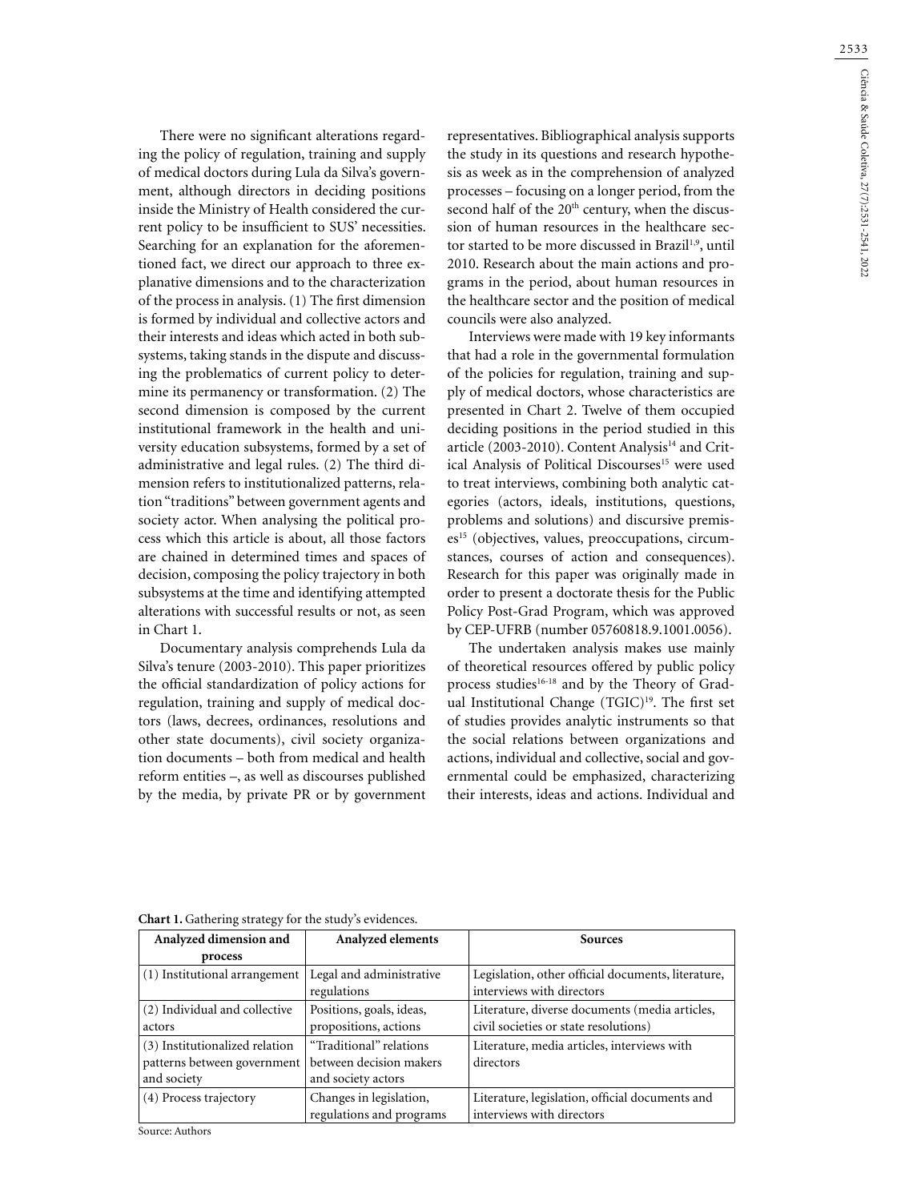There were no significant alterations regarding the policy of regulation, training and supply of medical doctors during Lula da Silva's government, although directors in deciding positions inside the Ministry of Health considered the current policy to be insufficient to SUS' necessities. Searching for an explanation for the aforementioned fact, we direct our approach to three explanative dimensions and to the characterization of the process in analysis. (1) The first dimension is formed by individual and collective actors and their interests and ideas which acted in both subsystems, taking stands in the dispute and discussing the problematics of current policy to determine its permanency or transformation. (2) The second dimension is composed by the current institutional framework in the health and university education subsystems, formed by a set of administrative and legal rules. (2) The third dimension refers to institutionalized patterns, relation "traditions" between government agents and society actor. When analysing the political process which this article is about, all those factors are chained in determined times and spaces of decision, composing the policy trajectory in both subsystems at the time and identifying attempted alterations with successful results or not, as seen in Chart 1.

Documentary analysis comprehends Lula da Silva's tenure (2003-2010). This paper prioritizes the official standardization of policy actions for regulation, training and supply of medical doctors (laws, decrees, ordinances, resolutions and other state documents), civil society organization documents – both from medical and health reform entities –, as well as discourses published by the media, by private PR or by government representatives. Bibliographical analysis supports the study in its questions and research hypothesis as week as in the comprehension of analyzed processes – focusing on a longer period, from the second half of the 20th century, when the discussion of human resources in the healthcare sector started to be more discussed in Brazil[1,9], until 2010. Research about the main actions and programs in the period, about human resources in the healthcare sector and the position of medical councils were also analyzed.

Interviews were made with 19 key informants that had a role in the governmental formulation of the policies for regulation, training and supply of medical doctors, whose characteristics are presented in Chart 2. Twelve of them occupied deciding positions in the period studied in this article (2003-2010). Content Analysis[14] and Critical Analysis of Political Discourses[15] were used to treat interviews, combining both analytic categories (actors, ideals, institutions, questions, problems and solutions) and discursive premises[15] (objectives, values, preoccupations, circumstances, courses of action and consequences). Research for this paper was originally made in order to present a doctorate thesis for the Public Policy Post-Grad Program, which was approved by CEP-UFRB (number 05760818.9.1001.0056).

The undertaken analysis makes use mainly of theoretical resources offered by public policy process studies[16-18] and by the Theory of Gradual Institutional Change (TGIC)[19]. The first set of studies provides analytic instruments so that the social relations between organizations and actions, individual and collective, social and governmental could be emphasized, characterizing their interests, ideas and actions. Individual and

**Chart 1.** Gathering strategy for the study's evidences.

| Analyzed dimension and process | Analyzed elements | Sources |
|---|---|---|
| (1) Institutional arrangement | Legal and administrative regulations | Legislation, other official documents, literature, interviews with directors |
| (2) Individual and collective actors | Positions, goals, ideas, propositions, actions | Literature, diverse documents (media articles, civil societies or state resolutions) |
| (3) Institutionalized relation patterns between government and society | "Traditional" relations between decision makers and society actors | Literature, media articles, interviews with directors |
| (4) Process trajectory | Changes in legislation, regulations and programs | Literature, legislation, official documents and interviews with directors |

Source: Authors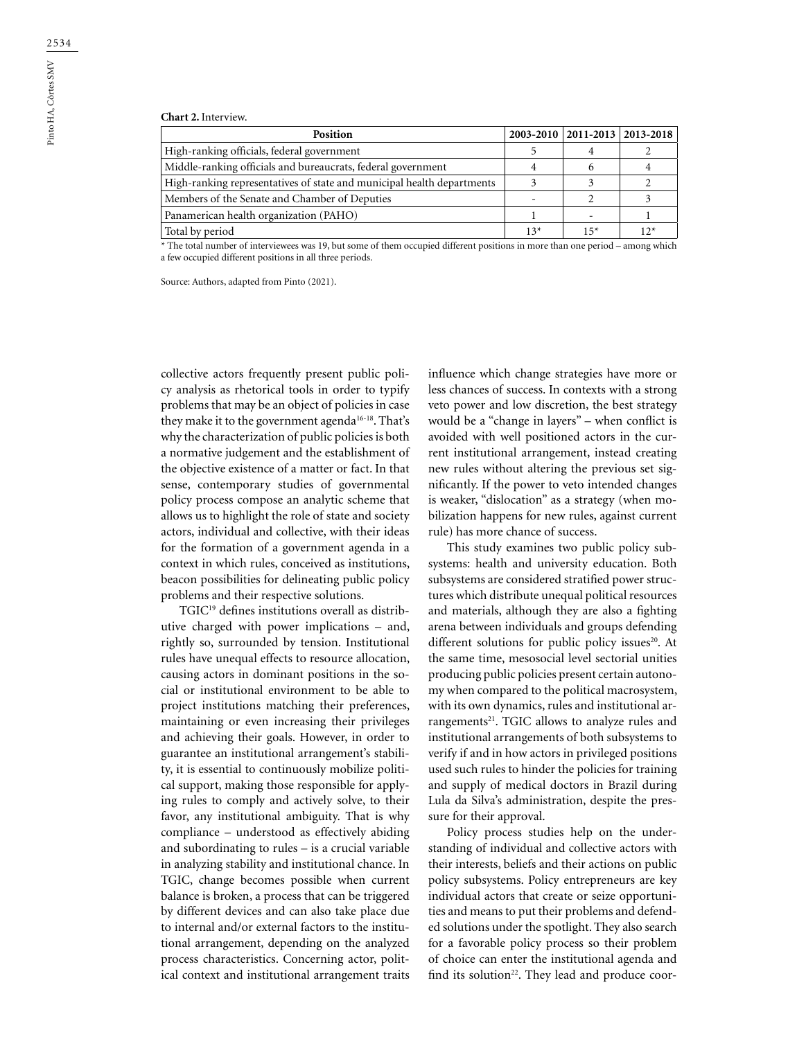**Chart 2.** Interview.

| Position | 2003-2010 | 2011-2013 | 2013-2018 |
|---|---|---|---|
| High-ranking officials, federal government | 5 | 4 | 2 |
| Middle-ranking officials and bureaucrats, federal government | 4 | 6 | 4 |
| High-ranking representatives of state and municipal health departments | 3 | 3 | 2 |
| Members of the Senate and Chamber of Deputies | - | 2 | 3 |
| Panamerican health organization (PAHO) | 1 | - | 1 |
| Total by period | 13* | 15* | 12* |

* The total number of interviewees was 19, but some of them occupied different positions in more than one period – among which a few occupied different positions in all three periods.

Source: Authors, adapted from Pinto (2021).

collective actors frequently present public policy analysis as rhetorical tools in order to typify problems that may be an object of policies in case they make it to the government agenda[16-18]. That's why the characterization of public policies is both a normative judgement and the establishment of the objective existence of a matter or fact. In that sense, contemporary studies of governmental policy process compose an analytic scheme that allows us to highlight the role of state and society actors, individual and collective, with their ideas for the formation of a government agenda in a context in which rules, conceived as institutions, beacon possibilities for delineating public policy problems and their respective solutions.

TGIC[19] defines institutions overall as distributive charged with power implications – and, rightly so, surrounded by tension. Institutional rules have unequal effects to resource allocation, causing actors in dominant positions in the social or institutional environment to be able to project institutions matching their preferences, maintaining or even increasing their privileges and achieving their goals. However, in order to guarantee an institutional arrangement's stability, it is essential to continuously mobilize political support, making those responsible for applying rules to comply and actively solve, to their favor, any institutional ambiguity. That is why compliance – understood as effectively abiding and subordinating to rules – is a crucial variable in analyzing stability and institutional chance. In TGIC, change becomes possible when current balance is broken, a process that can be triggered by different devices and can also take place due to internal and/or external factors to the institutional arrangement, depending on the analyzed process characteristics. Concerning actor, political context and institutional arrangement traits influence which change strategies have more or less chances of success. In contexts with a strong veto power and low discretion, the best strategy would be a "change in layers" – when conflict is avoided with well positioned actors in the current institutional arrangement, instead creating new rules without altering the previous set significantly. If the power to veto intended changes is weaker, "dislocation" as a strategy (when mobilization happens for new rules, against current rule) has more chance of success.

This study examines two public policy subsystems: health and university education. Both subsystems are considered stratified power structures which distribute unequal political resources and materials, although they are also a fighting arena between individuals and groups defending different solutions for public policy issues[20]. At the same time, mesosocial level sectorial unities producing public policies present certain autonomy when compared to the political macrosystem, with its own dynamics, rules and institutional arrangements[21]. TGIC allows to analyze rules and institutional arrangements of both subsystems to verify if and in how actors in privileged positions used such rules to hinder the policies for training and supply of medical doctors in Brazil during Lula da Silva's administration, despite the pressure for their approval.

Policy process studies help on the understanding of individual and collective actors with their interests, beliefs and their actions on public policy subsystems. Policy entrepreneurs are key individual actors that create or seize opportunities and means to put their problems and defended solutions under the spotlight. They also search for a favorable policy process so their problem of choice can enter the institutional agenda and find its solution[22]. They lead and produce coor-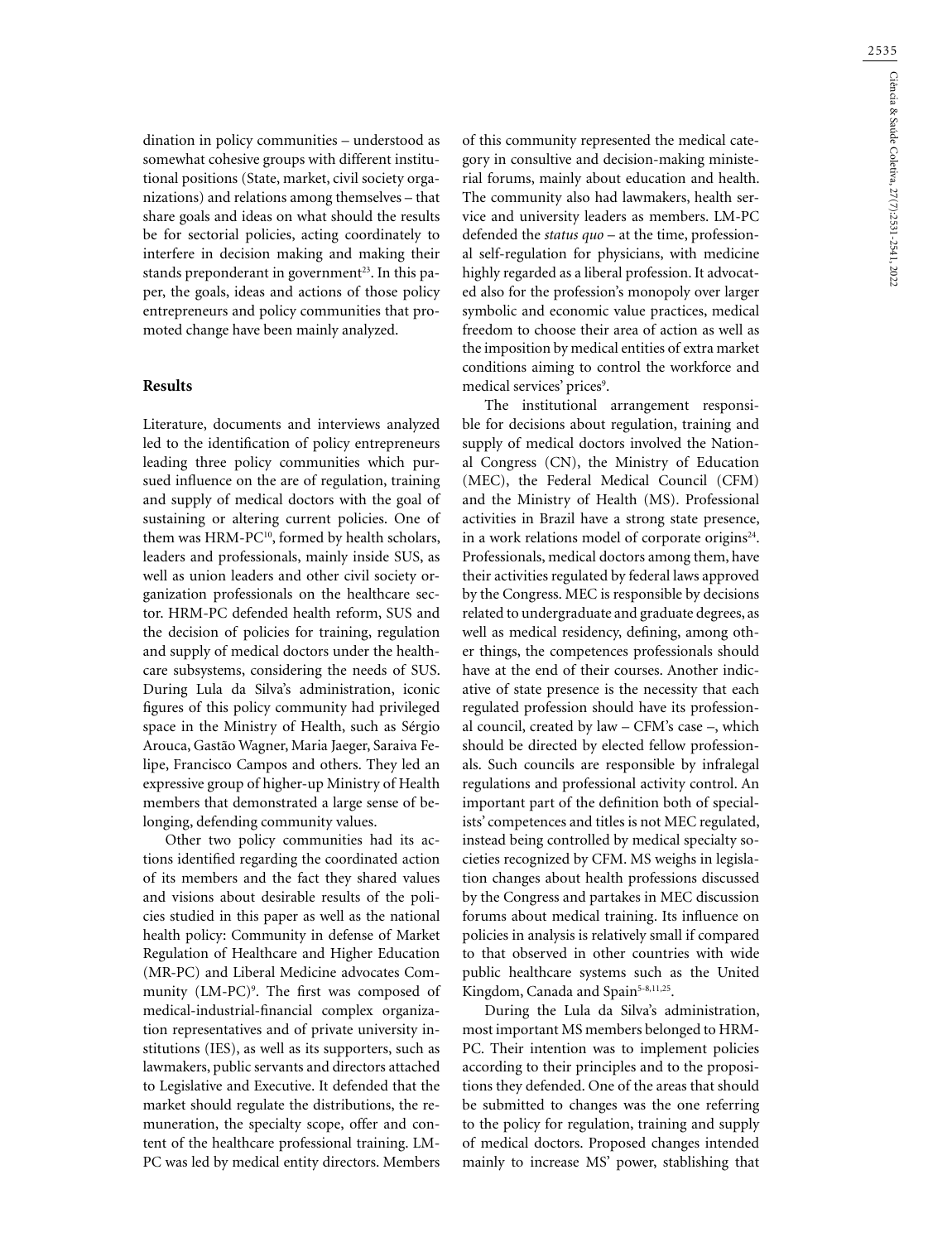dination in policy communities – understood as somewhat cohesive groups with different institutional positions (State, market, civil society organizations) and relations among themselves – that share goals and ideas on what should the results be for sectorial policies, acting coordinately to interfere in decision making and making their stands preponderant in government[23]. In this paper, the goals, ideas and actions of those policy entrepreneurs and policy communities that promoted change have been mainly analyzed.

## Results

Literature, documents and interviews analyzed led to the identification of policy entrepreneurs leading three policy communities which pursued influence on the are of regulation, training and supply of medical doctors with the goal of sustaining or altering current policies. One of them was HRM-PC[10], formed by health scholars, leaders and professionals, mainly inside SUS, as well as union leaders and other civil society organization professionals on the healthcare sector. HRM-PC defended health reform, SUS and the decision of policies for training, regulation and supply of medical doctors under the healthcare subsystems, considering the needs of SUS. During Lula da Silva's administration, iconic figures of this policy community had privileged space in the Ministry of Health, such as Sérgio Arouca, Gastão Wagner, Maria Jaeger, Saraiva Felipe, Francisco Campos and others. They led an expressive group of higher-up Ministry of Health members that demonstrated a large sense of belonging, defending community values.

Other two policy communities had its actions identified regarding the coordinated action of its members and the fact they shared values and visions about desirable results of the policies studied in this paper as well as the national health policy: Community in defense of Market Regulation of Healthcare and Higher Education (MR-PC) and Liberal Medicine advocates Community (LM-PC)[9]. The first was composed of medical-industrial-financial complex organization representatives and of private university institutions (IES), as well as its supporters, such as lawmakers, public servants and directors attached to Legislative and Executive. It defended that the market should regulate the distributions, the remuneration, the specialty scope, offer and content of the healthcare professional training. LM-PC was led by medical entity directors. Members of this community represented the medical category in consultive and decision-making ministerial forums, mainly about education and health. The community also had lawmakers, health service and university leaders as members. LM-PC defended the *status quo* – at the time, professional self-regulation for physicians, with medicine highly regarded as a liberal profession. It advocated also for the profession's monopoly over larger symbolic and economic value practices, medical freedom to choose their area of action as well as the imposition by medical entities of extra market conditions aiming to control the workforce and medical services' prices[9].

The institutional arrangement responsible for decisions about regulation, training and supply of medical doctors involved the National Congress (CN), the Ministry of Education (MEC), the Federal Medical Council (CFM) and the Ministry of Health (MS). Professional activities in Brazil have a strong state presence, in a work relations model of corporate origins[24]. Professionals, medical doctors among them, have their activities regulated by federal laws approved by the Congress. MEC is responsible by decisions related to undergraduate and graduate degrees, as well as medical residency, defining, among other things, the competences professionals should have at the end of their courses. Another indicative of state presence is the necessity that each regulated profession should have its professional council, created by law – CFM's case –, which should be directed by elected fellow professionals. Such councils are responsible by infralegal regulations and professional activity control. An important part of the definition both of specialists' competences and titles is not MEC regulated, instead being controlled by medical specialty societies recognized by CFM. MS weighs in legislation changes about health professions discussed by the Congress and partakes in MEC discussion forums about medical training. Its influence on policies in analysis is relatively small if compared to that observed in other countries with wide public healthcare systems such as the United Kingdom, Canada and Spain[5-8,11,25].

During the Lula da Silva's administration, most important MS members belonged to HRM-PC. Their intention was to implement policies according to their principles and to the propositions they defended. One of the areas that should be submitted to changes was the one referring to the policy for regulation, training and supply of medical doctors. Proposed changes intended mainly to increase MS' power, stablishing that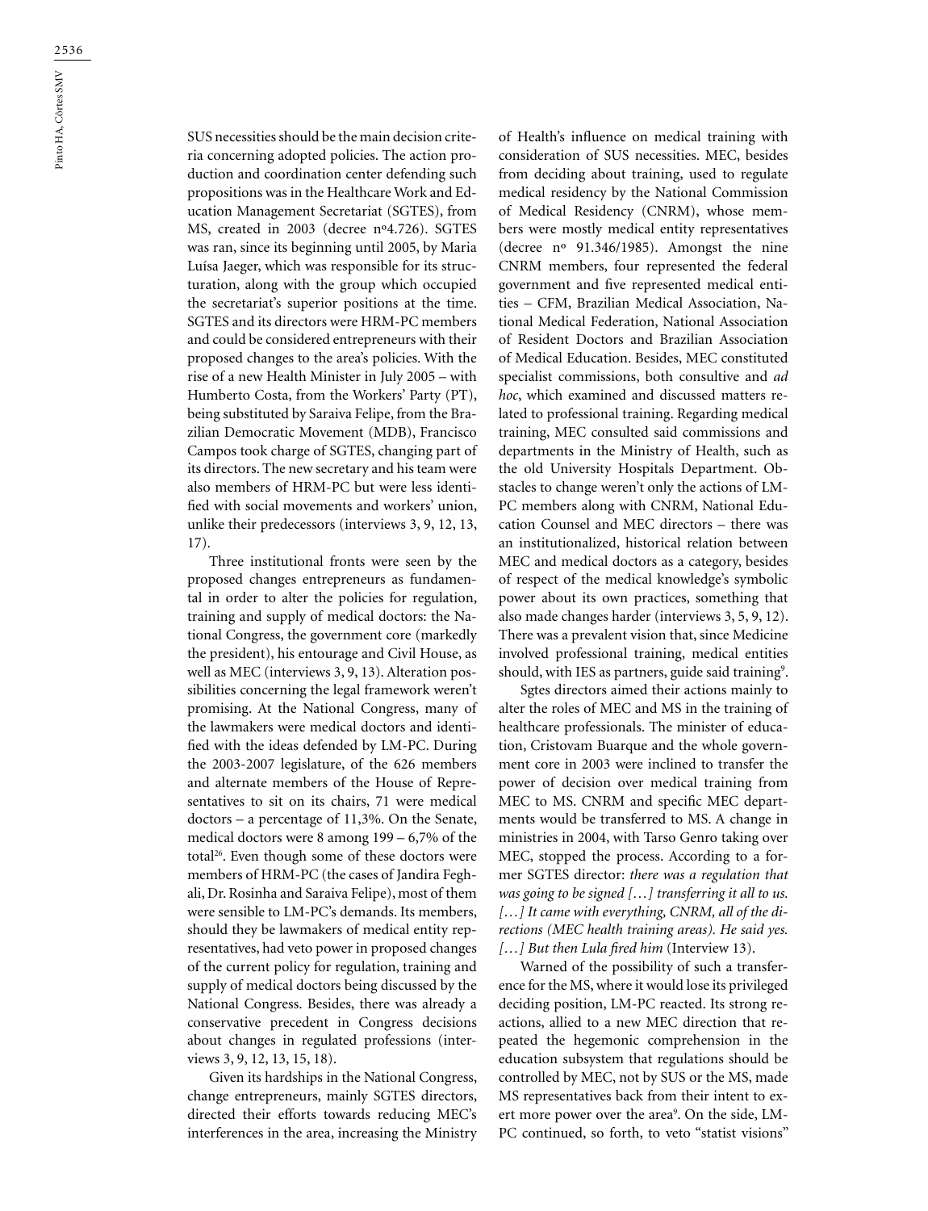SUS necessities should be the main decision criteria concerning adopted policies. The action production and coordination center defending such propositions was in the Healthcare Work and Education Management Secretariat (SGTES), from MS, created in 2003 (decree nº4.726). SGTES was ran, since its beginning until 2005, by Maria Luísa Jaeger, which was responsible for its structuration, along with the group which occupied the secretariat's superior positions at the time. SGTES and its directors were HRM-PC members and could be considered entrepreneurs with their proposed changes to the area's policies. With the rise of a new Health Minister in July 2005 – with Humberto Costa, from the Workers' Party (PT), being substituted by Saraiva Felipe, from the Brazilian Democratic Movement (MDB), Francisco Campos took charge of SGTES, changing part of its directors. The new secretary and his team were also members of HRM-PC but were less identified with social movements and workers' union, unlike their predecessors (interviews 3, 9, 12, 13, 17).

Three institutional fronts were seen by the proposed changes entrepreneurs as fundamental in order to alter the policies for regulation, training and supply of medical doctors: the National Congress, the government core (markedly the president), his entourage and Civil House, as well as MEC (interviews 3, 9, 13). Alteration possibilities concerning the legal framework weren't promising. At the National Congress, many of the lawmakers were medical doctors and identified with the ideas defended by LM-PC. During the 2003-2007 legislature, of the 626 members and alternate members of the House of Representatives to sit on its chairs, 71 were medical doctors – a percentage of 11,3%. On the Senate, medical doctors were 8 among 199 – 6,7% of the total[26]. Even though some of these doctors were members of HRM-PC (the cases of Jandira Feghali, Dr. Rosinha and Saraiva Felipe), most of them were sensible to LM-PC's demands. Its members, should they be lawmakers of medical entity representatives, had veto power in proposed changes of the current policy for regulation, training and supply of medical doctors being discussed by the National Congress. Besides, there was already a conservative precedent in Congress decisions about changes in regulated professions (interviews 3, 9, 12, 13, 15, 18).

Given its hardships in the National Congress, change entrepreneurs, mainly SGTES directors, directed their efforts towards reducing MEC's interferences in the area, increasing the Ministry of Health's influence on medical training with consideration of SUS necessities. MEC, besides from deciding about training, used to regulate medical residency by the National Commission of Medical Residency (CNRM), whose members were mostly medical entity representatives (decree nº 91.346/1985). Amongst the nine CNRM members, four represented the federal government and five represented medical entities – CFM, Brazilian Medical Association, National Medical Federation, National Association of Resident Doctors and Brazilian Association of Medical Education. Besides, MEC constituted specialist commissions, both consultive and *ad hoc*, which examined and discussed matters related to professional training. Regarding medical training, MEC consulted said commissions and departments in the Ministry of Health, such as the old University Hospitals Department. Obstacles to change weren't only the actions of LM-PC members along with CNRM, National Education Counsel and MEC directors – there was an institutionalized, historical relation between MEC and medical doctors as a category, besides of respect of the medical knowledge's symbolic power about its own practices, something that also made changes harder (interviews 3, 5, 9, 12). There was a prevalent vision that, since Medicine involved professional training, medical entities should, with IES as partners, guide said training[9].

Sgtes directors aimed their actions mainly to alter the roles of MEC and MS in the training of healthcare professionals. The minister of education, Cristovam Buarque and the whole government core in 2003 were inclined to transfer the power of decision over medical training from MEC to MS. CNRM and specific MEC departments would be transferred to MS. A change in ministries in 2004, with Tarso Genro taking over MEC, stopped the process. According to a former SGTES director: *there was a regulation that was going to be signed […] transferring it all to us. […] It came with everything, CNRM, all of the directions (MEC health training areas). He said yes. […] But then Lula fired him* (Interview 13).

Warned of the possibility of such a transference for the MS, where it would lose its privileged deciding position, LM-PC reacted. Its strong reactions, allied to a new MEC direction that repeated the hegemonic comprehension in the education subsystem that regulations should be controlled by MEC, not by SUS or the MS, made MS representatives back from their intent to exert more power over the area[9]. On the side, LM-PC continued, so forth, to veto "statist visions"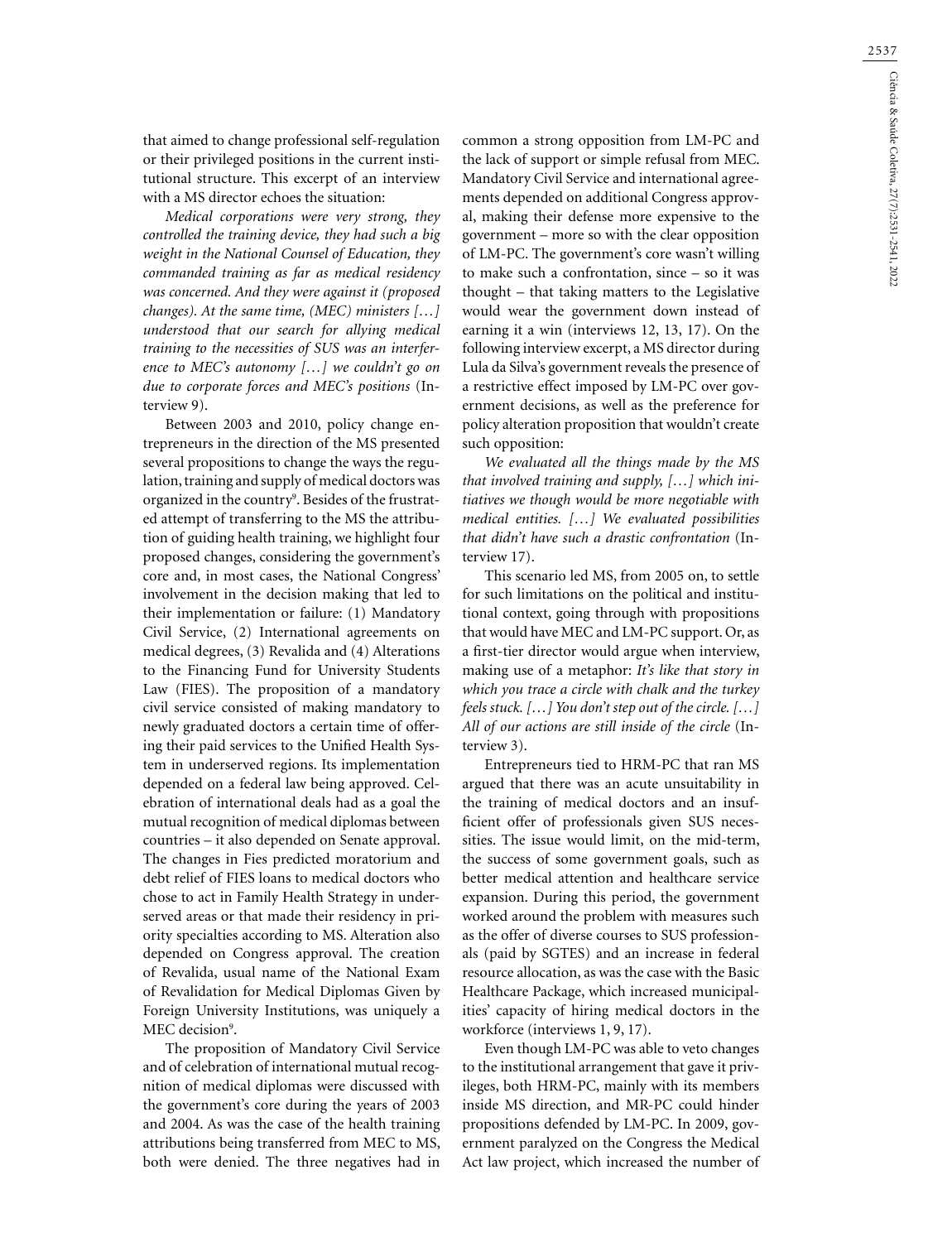that aimed to change professional self-regulation or their privileged positions in the current institutional structure. This excerpt of an interview with a MS director echoes the situation:

*Medical corporations were very strong, they controlled the training device, they had such a big weight in the National Counsel of Education, they commanded training as far as medical residency was concerned. And they were against it (proposed changes). At the same time, (MEC) ministers […] understood that our search for allying medical training to the necessities of SUS was an interference to MEC's autonomy […] we couldn't go on due to corporate forces and MEC's positions* (Interview 9).

Between 2003 and 2010, policy change entrepreneurs in the direction of the MS presented several propositions to change the ways the regulation, training and supply of medical doctors was organized in the country[9]. Besides of the frustrated attempt of transferring to the MS the attribution of guiding health training, we highlight four proposed changes, considering the government's core and, in most cases, the National Congress' involvement in the decision making that led to their implementation or failure: (1) Mandatory Civil Service, (2) International agreements on medical degrees, (3) Revalida and (4) Alterations to the Financing Fund for University Students Law (FIES). The proposition of a mandatory civil service consisted of making mandatory to newly graduated doctors a certain time of offering their paid services to the Unified Health System in underserved regions. Its implementation depended on a federal law being approved. Celebration of international deals had as a goal the mutual recognition of medical diplomas between countries – it also depended on Senate approval. The changes in Fies predicted moratorium and debt relief of FIES loans to medical doctors who chose to act in Family Health Strategy in underserved areas or that made their residency in priority specialties according to MS. Alteration also depended on Congress approval. The creation of Revalida, usual name of the National Exam of Revalidation for Medical Diplomas Given by Foreign University Institutions, was uniquely a MEC decision[9].

The proposition of Mandatory Civil Service and of celebration of international mutual recognition of medical diplomas were discussed with the government's core during the years of 2003 and 2004. As was the case of the health training attributions being transferred from MEC to MS, both were denied. The three negatives had in common a strong opposition from LM-PC and the lack of support or simple refusal from MEC. Mandatory Civil Service and international agreements depended on additional Congress approval, making their defense more expensive to the government – more so with the clear opposition of LM-PC. The government's core wasn't willing to make such a confrontation, since – so it was thought – that taking matters to the Legislative would wear the government down instead of earning it a win (interviews 12, 13, 17). On the following interview excerpt, a MS director during Lula da Silva's government reveals the presence of a restrictive effect imposed by LM-PC over government decisions, as well as the preference for policy alteration proposition that wouldn't create such opposition:

*We evaluated all the things made by the MS that involved training and supply, […] which initiatives we though would be more negotiable with medical entities. […] We evaluated possibilities that didn't have such a drastic confrontation* (Interview 17).

This scenario led MS, from 2005 on, to settle for such limitations on the political and institutional context, going through with propositions that would have MEC and LM-PC support. Or, as a first-tier director would argue when interview, making use of a metaphor: *It's like that story in which you trace a circle with chalk and the turkey feels stuck. […] You don't step out of the circle. […] All of our actions are still inside of the circle* (Interview 3).

Entrepreneurs tied to HRM-PC that ran MS argued that there was an acute unsuitability in the training of medical doctors and an insufficient offer of professionals given SUS necessities. The issue would limit, on the mid-term, the success of some government goals, such as better medical attention and healthcare service expansion. During this period, the government worked around the problem with measures such as the offer of diverse courses to SUS professionals (paid by SGTES) and an increase in federal resource allocation, as was the case with the Basic Healthcare Package, which increased municipalities' capacity of hiring medical doctors in the workforce (interviews 1, 9, 17).

Even though LM-PC was able to veto changes to the institutional arrangement that gave it privileges, both HRM-PC, mainly with its members inside MS direction, and MR-PC could hinder propositions defended by LM-PC. In 2009, government paralyzed on the Congress the Medical Act law project, which increased the number of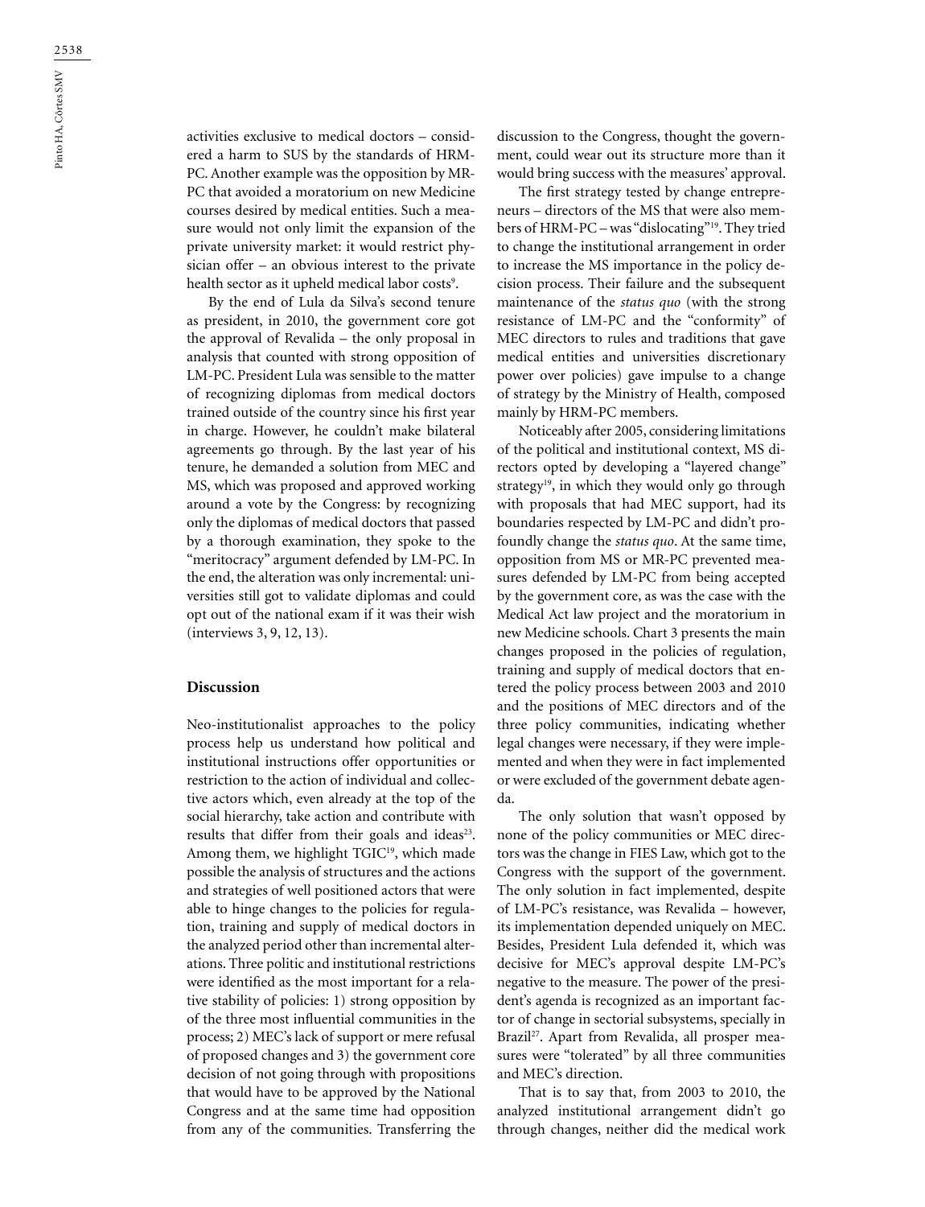activities exclusive to medical doctors – considered a harm to SUS by the standards of HRM-PC. Another example was the opposition by MR-PC that avoided a moratorium on new Medicine courses desired by medical entities. Such a measure would not only limit the expansion of the private university market: it would restrict physician offer – an obvious interest to the private health sector as it upheld medical labor costs[9].

By the end of Lula da Silva's second tenure as president, in 2010, the government core got the approval of Revalida – the only proposal in analysis that counted with strong opposition of LM-PC. President Lula was sensible to the matter of recognizing diplomas from medical doctors trained outside of the country since his first year in charge. However, he couldn't make bilateral agreements go through. By the last year of his tenure, he demanded a solution from MEC and MS, which was proposed and approved working around a vote by the Congress: by recognizing only the diplomas of medical doctors that passed by a thorough examination, they spoke to the "meritocracy" argument defended by LM-PC. In the end, the alteration was only incremental: universities still got to validate diplomas and could opt out of the national exam if it was their wish (interviews 3, 9, 12, 13).

## Discussion

Neo-institutionalist approaches to the policy process help us understand how political and institutional instructions offer opportunities or restriction to the action of individual and collective actors which, even already at the top of the social hierarchy, take action and contribute with results that differ from their goals and ideas[23]. Among them, we highlight TGIC[19], which made possible the analysis of structures and the actions and strategies of well positioned actors that were able to hinge changes to the policies for regulation, training and supply of medical doctors in the analyzed period other than incremental alterations. Three politic and institutional restrictions were identified as the most important for a relative stability of policies: 1) strong opposition by of the three most influential communities in the process; 2) MEC's lack of support or mere refusal of proposed changes and 3) the government core decision of not going through with propositions that would have to be approved by the National Congress and at the same time had opposition from any of the communities. Transferring the discussion to the Congress, thought the government, could wear out its structure more than it would bring success with the measures' approval.

The first strategy tested by change entrepreneurs – directors of the MS that were also members of HRM-PC – was "dislocating"[19]. They tried to change the institutional arrangement in order to increase the MS importance in the policy decision process. Their failure and the subsequent maintenance of the *status quo* (with the strong resistance of LM-PC and the "conformity" of MEC directors to rules and traditions that gave medical entities and universities discretionary power over policies) gave impulse to a change of strategy by the Ministry of Health, composed mainly by HRM-PC members.

Noticeably after 2005, considering limitations of the political and institutional context, MS directors opted by developing a "layered change" strategy[19], in which they would only go through with proposals that had MEC support, had its boundaries respected by LM-PC and didn't profoundly change the *status quo*. At the same time, opposition from MS or MR-PC prevented measures defended by LM-PC from being accepted by the government core, as was the case with the Medical Act law project and the moratorium in new Medicine schools. Chart 3 presents the main changes proposed in the policies of regulation, training and supply of medical doctors that entered the policy process between 2003 and 2010 and the positions of MEC directors and of the three policy communities, indicating whether legal changes were necessary, if they were implemented and when they were in fact implemented or were excluded of the government debate agenda.

The only solution that wasn't opposed by none of the policy communities or MEC directors was the change in FIES Law, which got to the Congress with the support of the government. The only solution in fact implemented, despite of LM-PC's resistance, was Revalida – however, its implementation depended uniquely on MEC. Besides, President Lula defended it, which was decisive for MEC's approval despite LM-PC's negative to the measure. The power of the president's agenda is recognized as an important factor of change in sectorial subsystems, specially in Brazil[27]. Apart from Revalida, all prosper measures were "tolerated" by all three communities and MEC's direction.

That is to say that, from 2003 to 2010, the analyzed institutional arrangement didn't go through changes, neither did the medical work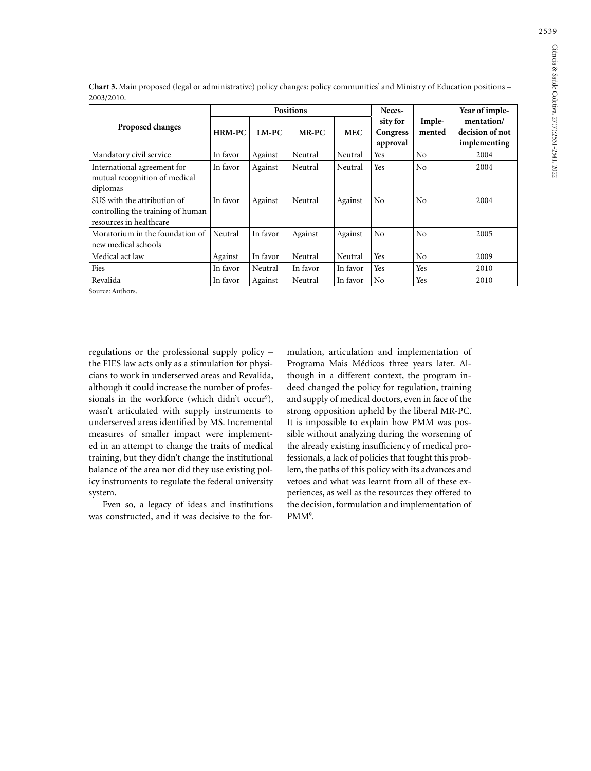**Chart 3.** Main proposed (legal or administrative) policy changes: policy communities' and Ministry of Education positions – 2003/2010.

| Proposed changes | Positions | | | | Necessity for Congress approval | Implemented | Year of implementation/ decision of not implementing |
|---|---|---|---|---|---|---|---|
| | HRM-PC | LM-PC | MR-PC | MEC | | | |
| Mandatory civil service | In favor | Against | Neutral | Neutral | Yes | No | 2004 |
| International agreement for mutual recognition of medical diplomas | In favor | Against | Neutral | Neutral | Yes | No | 2004 |
| SUS with the attribution of controlling the training of human resources in healthcare | In favor | Against | Neutral | Against | No | No | 2004 |
| Moratorium in the foundation of new medical schools | Neutral | In favor | Against | Against | No | No | 2005 |
| Medical act law | Against | In favor | Neutral | Neutral | Yes | No | 2009 |
| Fies | In favor | Neutral | In favor | In favor | Yes | Yes | 2010 |
| Revalida | In favor | Against | Neutral | In favor | No | Yes | 2010 |

Source: Authors.

regulations or the professional supply policy – the FIES law acts only as a stimulation for physicians to work in underserved areas and Revalida, although it could increase the number of professionals in the workforce (which didn't occur[9]), wasn't articulated with supply instruments to underserved areas identified by MS. Incremental measures of smaller impact were implemented in an attempt to change the traits of medical training, but they didn't change the institutional balance of the area nor did they use existing policy instruments to regulate the federal university system.

Even so, a legacy of ideas and institutions was constructed, and it was decisive to the formulation, articulation and implementation of Programa Mais Médicos three years later. Although in a different context, the program indeed changed the policy for regulation, training and supply of medical doctors, even in face of the strong opposition upheld by the liberal MR-PC. It is impossible to explain how PMM was possible without analyzing during the worsening of the already existing insufficiency of medical professionals, a lack of policies that fought this problem, the paths of this policy with its advances and vetoes and what was learnt from all of these experiences, as well as the resources they offered to the decision, formulation and implementation of PMM[9].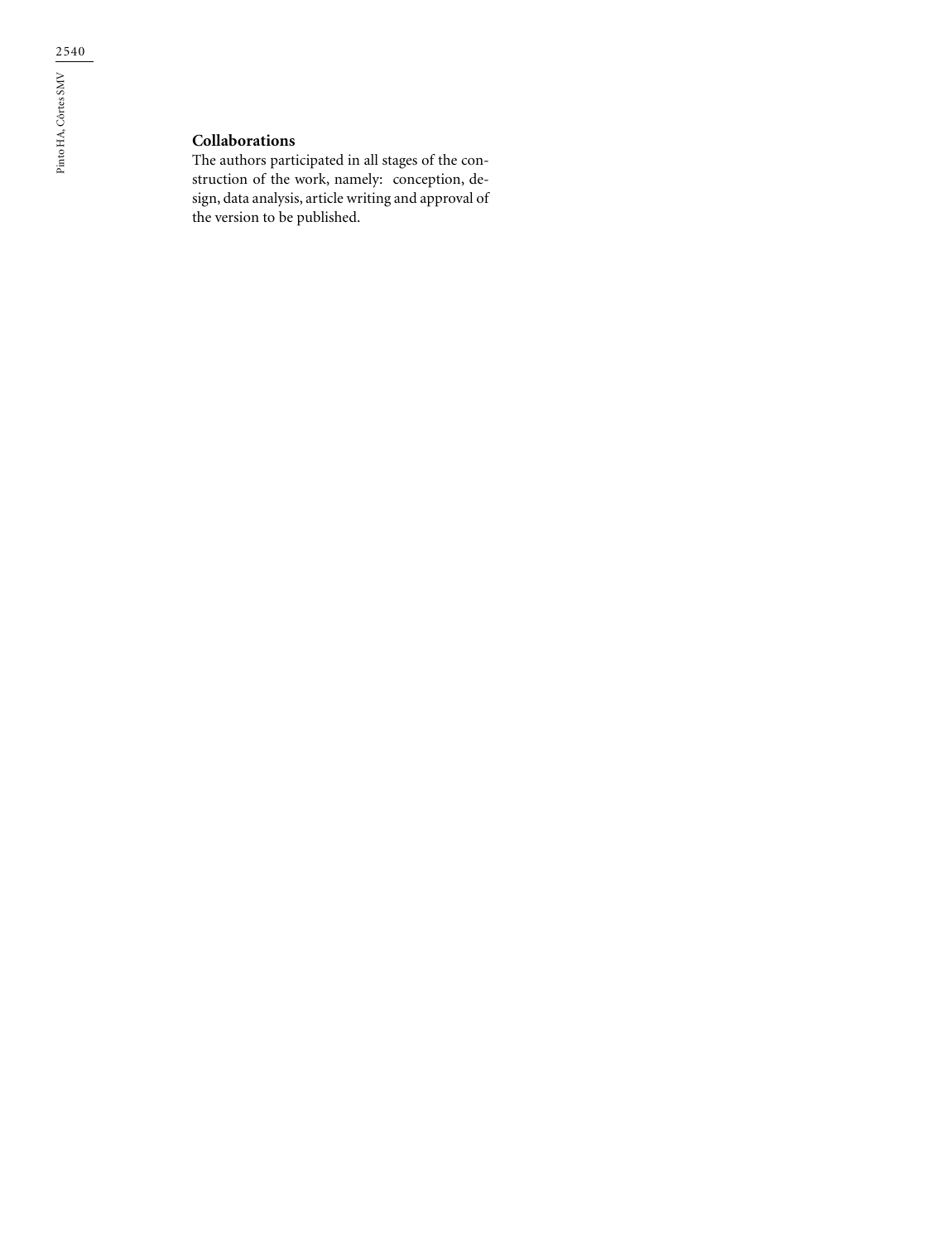## Collaborations

The authors participated in all stages of the construction of the work, namely: conception, design, data analysis, article writing and approval of the version to be published.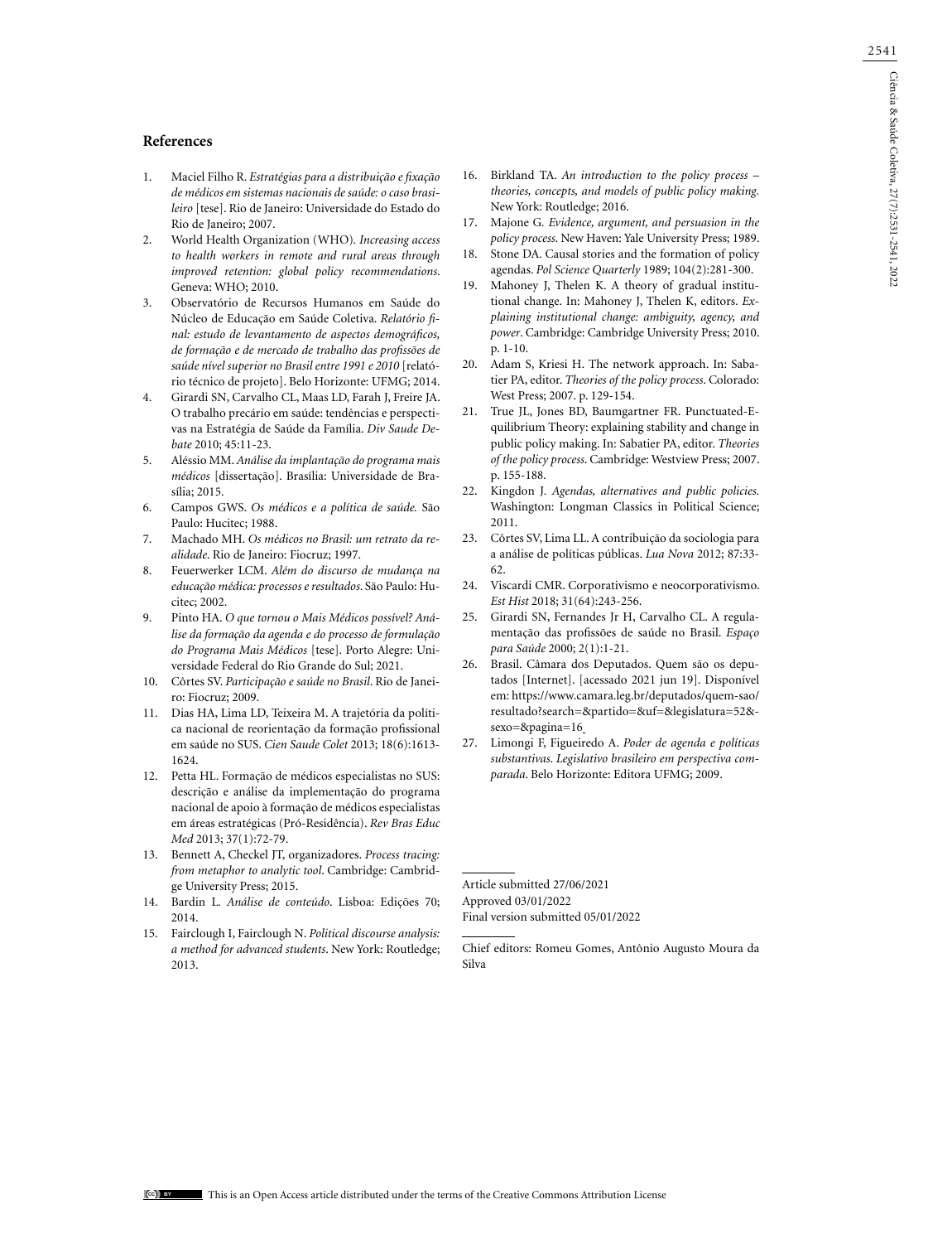## References

1. Maciel Filho R. *Estratégias para a distribuição e fixação de médicos em sistemas nacionais de saúde: o caso brasileiro* [tese]. Rio de Janeiro: Universidade do Estado do Rio de Janeiro; 2007.
2. World Health Organization (WHO). *Increasing access to health workers in remote and rural areas through improved retention: global policy recommendations*. Geneva: WHO; 2010.
3. Observatório de Recursos Humanos em Saúde do Núcleo de Educação em Saúde Coletiva. *Relatório final: estudo de levantamento de aspectos demográficos, de formação e de mercado de trabalho das profissões de saúde nível superior no Brasil entre 1991 e 2010* [relatório técnico de projeto]. Belo Horizonte: UFMG; 2014.
4. Girardi SN, Carvalho CL, Maas LD, Farah J, Freire JA. O trabalho precário em saúde: tendências e perspectivas na Estratégia de Saúde da Família. *Div Saude Debate* 2010; 45:11-23.
5. Aléssio MM. *Análise da implantação do programa mais médicos* [dissertação]. Brasília: Universidade de Brasília; 2015.
6. Campos GWS. *Os médicos e a política de saúde.* São Paulo: Hucitec; 1988.
7. Machado MH. *Os médicos no Brasil: um retrato da realidade*. Rio de Janeiro: Fiocruz; 1997.
8. Feuerwerker LCM. *Além do discurso de mudança na educação médica: processos e resultados*. São Paulo: Hucitec; 2002.
9. Pinto HA. *O que tornou o Mais Médicos possível? Análise da formação da agenda e do processo de formulação do Programa Mais Médicos* [tese]. Porto Alegre: Universidade Federal do Rio Grande do Sul; 2021.
10. Côrtes SV. *Participação e saúde no Brasil*. Rio de Janeiro: Fiocruz; 2009.
11. Dias HA, Lima LD, Teixeira M. A trajetória da política nacional de reorientação da formação profissional em saúde no SUS. *Cien Saude Colet* 2013; 18(6):1613-1624.
12. Petta HL. Formação de médicos especialistas no SUS: descrição e análise da implementação do programa nacional de apoio à formação de médicos especialistas em áreas estratégicas (Pró-Residência). *Rev Bras Educ Med* 2013; 37(1):72-79.
13. Bennett A, Checkel JT, organizadores. *Process tracing: from metaphor to analytic tool*. Cambridge: Cambridge University Press; 2015.
14. Bardin L. *Análise de conteúdo*. Lisboa: Edições 70; 2014.
15. Fairclough I, Fairclough N. *Political discourse analysis: a method for advanced students*. New York: Routledge; 2013.
16. Birkland TA. *An introduction to the policy process – theories, concepts, and models of public policy making.* New York: Routledge; 2016.
17. Majone G. *Evidence, argument, and persuasion in the policy process*. New Haven: Yale University Press; 1989.
18. Stone DA. Causal stories and the formation of policy agendas. *Pol Science Quarterly* 1989; 104(2):281-300.
19. Mahoney J, Thelen K. A theory of gradual institutional change. In: Mahoney J, Thelen K, editors. *Explaining institutional change: ambiguity, agency, and power*. Cambridge: Cambridge University Press; 2010. p. 1-10.
20. Adam S, Kriesi H. The network approach. In: Sabatier PA, editor. *Theories of the policy process*. Colorado: West Press; 2007. p. 129-154.
21. True JL, Jones BD, Baumgartner FR. Punctuated-Equilibrium Theory: explaining stability and change in public policy making. In: Sabatier PA, editor. *Theories of the policy process*. Cambridge: Westview Press; 2007. p. 155-188.
22. Kingdon J. *Agendas, alternatives and public policies.* Washington: Longman Classics in Political Science; 2011.
23. Côrtes SV, Lima LL. A contribuição da sociologia para a análise de políticas públicas. *Lua Nova* 2012; 87:33-62.
24. Viscardi CMR. Corporativismo e neocorporativismo. *Est Hist* 2018; 31(64):243-256.
25. Girardi SN, Fernandes Jr H, Carvalho CL. A regulamentação das profissões de saúde no Brasil. *Espaço para Saúde* 2000; 2(1):1-21.
26. Brasil. Câmara dos Deputados. Quem são os deputados [Internet]. [acessado 2021 jun 19]. Disponível em: https://www.camara.leg.br/deputados/quem-sao/resultado?search=&partido=&uf=&legislatura=52&sexo=&pagina=16
27. Limongi F, Figueiredo A. *Poder de agenda e políticas substantivas. Legislativo brasileiro em perspectiva comparada*. Belo Horizonte: Editora UFMG; 2009.

Article submitted 27/06/2021
Approved 03/01/2022
Final version submitted 05/01/2022

Chief editors: Romeu Gomes, Antônio Augusto Moura da Silva

This is an Open Access article distributed under the terms of the Creative Commons Attribution License